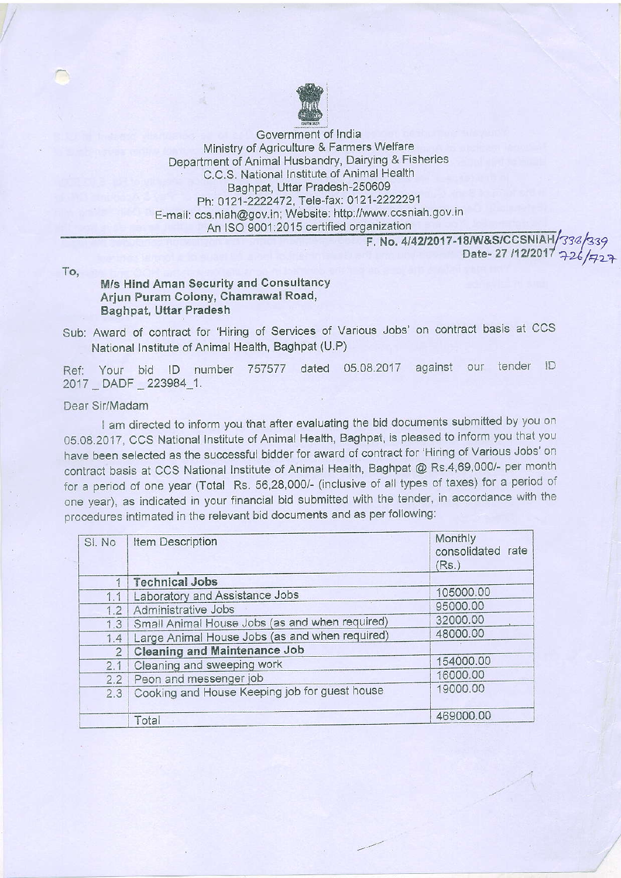Government of India
Ministry of Agriculture & Farmers Welfare
Department of Animal Husbandry, Dairying & Fisheries
C.C.S. National Institute of Animal Health
Baghpat, Uttar Pradesh-250609
Ph: 0121-2222472, Tele-fax: 0121-2222291
E-mail: ccs.niah@gov.in; Website: http://www.ccsniah.gov.in
An ISO 9001:2015 certified organization

F. No. 4/42/2017-18/W&S/CCSNIAH/338/339
Date- 27 /12/2017 726/727

To,

**M/s Hind Aman Security and Consultancy**
**Arjun Puram Colony, Chamrawal Road,**
**Baghpat, Uttar Pradesh**

Sub: Award of contract for 'Hiring of Services of Various Jobs' on contract basis at CCS National Institute of Animal Health, Baghpat (U.P)

Ref: Your bid ID number 757577 dated 05.08.2017 against our tender ID 2017 _ DADF _ 223984_1.

Dear Sir/Madam

I am directed to inform you that after evaluating the bid documents submitted by you on 05.08.2017, CCS National Institute of Animal Health, Baghpat, is pleased to inform you that you have been selected as the successful bidder for award of contract for 'Hiring of Various Jobs' on contract basis at CCS National Institute of Animal Health, Baghpat @ Rs.4,69,000/- per month for a period of one year (Total Rs. 56,28,000/- (inclusive of all types of taxes) for a period of one year), as indicated in your financial bid submitted with the tender, in accordance with the procedures intimated in the relevant bid documents and as per following:

| Sl. No | Item Description | Monthly consolidated rate (Rs.) |
|---|---|---|
| 1 | **Technical Jobs** | |
| 1.1 | Laboratory and Assistance Jobs | 105000.00 |
| 1.2 | Administrative Jobs | 95000.00 |
| 1.3 | Small Animal House Jobs (as and when required) | 32000.00 |
| 1.4 | Large Animal House Jobs (as and when required) | 48000.00 |
| 2 | **Cleaning and Maintenance Job** | |
| 2.1 | Cleaning and sweeping work | 154000.00 |
| 2.2 | Peon and messenger job | 16000.00 |
| 2.3 | Cooking and House Keeping job for guest house | 19000.00 |
| | Total | 469000.00 |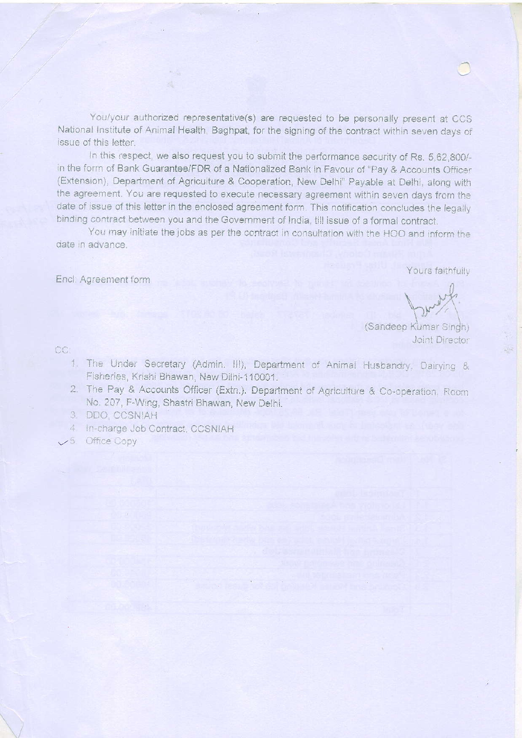You/your authorized representative(s) are requested to be personally present at CCS National Institute of Animal Health, Baghpat, for the signing of the contract within seven days of issue of this letter.

In this respect, we also request you to submit the performance security of Rs. 5,62,800/- in the form of Bank Guarantee/FDR of a Nationalized Bank in Favour of "Pay & Accounts Officer (Extension), Department of Agriculture & Cooperation, New Delhi" Payable at Delhi, along with the agreement. You are requested to execute necessary agreement within seven days from the date of issue of this letter in the enclosed agreement form. This notification concludes the legally binding contract between you and the Government of India, till issue of a formal contract.

You may initiate the jobs as per the contract in consultation with the HOO and inform the date in advance.

Encl: Agreement form

Yours faithfully

(Sandeep Kumar Singh)
Joint Director

CC:

1. The Under Secretary (Admin. III), Department of Animal Husbandry, Dairying & Fisheries, Krishi Bhawan, New Dilhi-110001.
2. The Pay & Accounts Officer (Extn.), Department of Agriculture & Co-operation, Room No. 207, F-Wing, Shastri Bhawan, New Delhi.
3. DDO, CCSNIAH
4. In-charge Job Contract, CCSNIAH
5. Office Copy